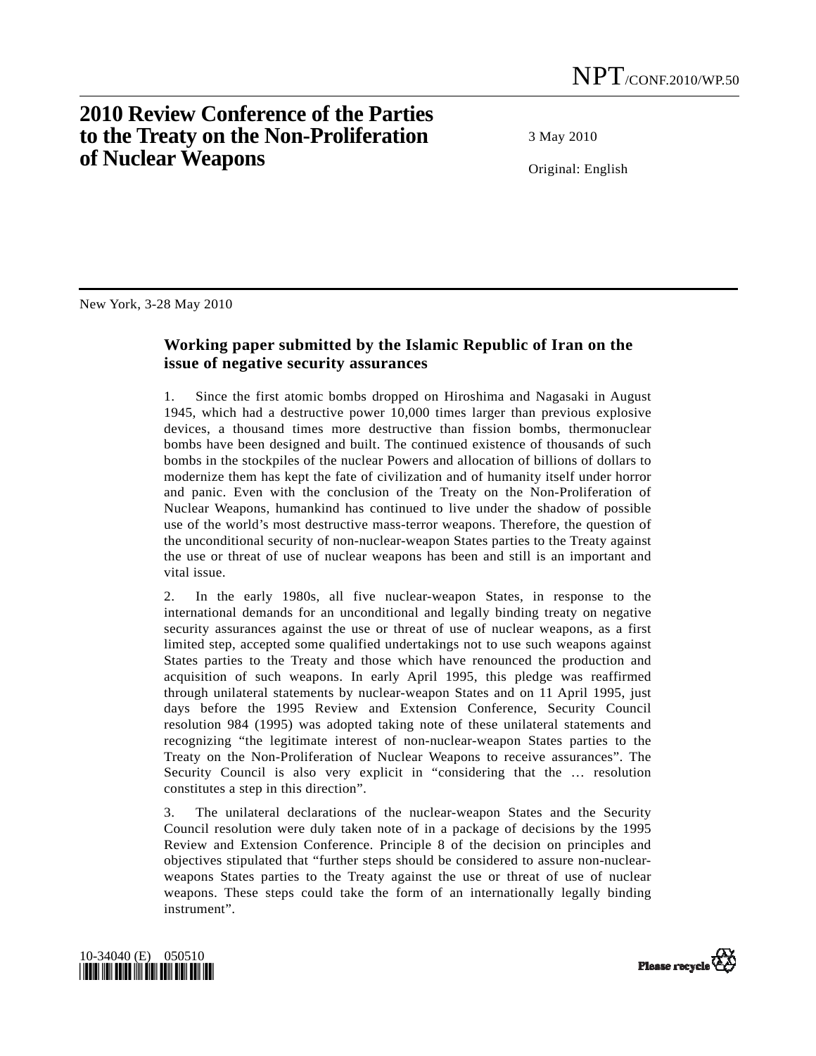# 2010 Review Conference of the Parties to the Treaty on the Non-Proliferation of Nuclear Weapons

NPT/CONF.2010/WP.50

3 May 2010

Original: English

New York, 3-28 May 2010

## Working paper submitted by the Islamic Republic of Iran on the issue of negative security assurances

1. Since the first atomic bombs dropped on Hiroshima and Nagasaki in August 1945, which had a destructive power 10,000 times larger than previous explosive devices, a thousand times more destructive than fission bombs, thermonuclear bombs have been designed and built. The continued existence of thousands of such bombs in the stockpiles of the nuclear Powers and allocation of billions of dollars to modernize them has kept the fate of civilization and of humanity itself under horror and panic. Even with the conclusion of the Treaty on the Non-Proliferation of Nuclear Weapons, humankind has continued to live under the shadow of possible use of the world's most destructive mass-terror weapons. Therefore, the question of the unconditional security of non-nuclear-weapon States parties to the Treaty against the use or threat of use of nuclear weapons has been and still is an important and vital issue.

2. In the early 1980s, all five nuclear-weapon States, in response to the international demands for an unconditional and legally binding treaty on negative security assurances against the use or threat of use of nuclear weapons, as a first limited step, accepted some qualified undertakings not to use such weapons against States parties to the Treaty and those which have renounced the production and acquisition of such weapons. In early April 1995, this pledge was reaffirmed through unilateral statements by nuclear-weapon States and on 11 April 1995, just days before the 1995 Review and Extension Conference, Security Council resolution 984 (1995) was adopted taking note of these unilateral statements and recognizing "the legitimate interest of non-nuclear-weapon States parties to the Treaty on the Non-Proliferation of Nuclear Weapons to receive assurances". The Security Council is also very explicit in "considering that the … resolution constitutes a step in this direction".

3. The unilateral declarations of the nuclear-weapon States and the Security Council resolution were duly taken note of in a package of decisions by the 1995 Review and Extension Conference. Principle 8 of the decision on principles and objectives stipulated that "further steps should be considered to assure non-nuclear-weapons States parties to the Treaty against the use or threat of use of nuclear weapons. These steps could take the form of an internationally legally binding instrument".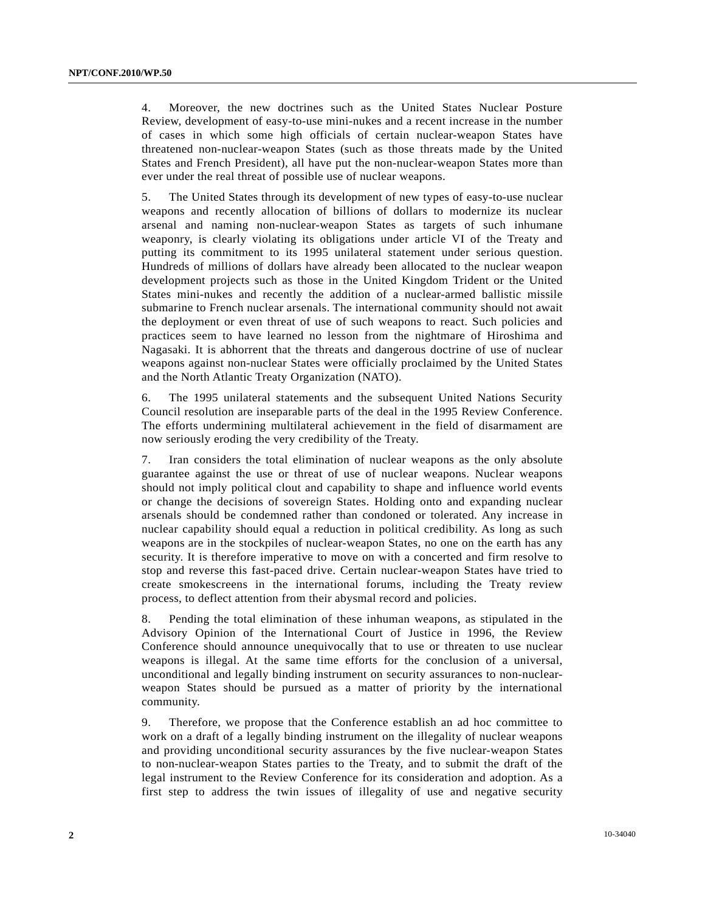4. Moreover, the new doctrines such as the United States Nuclear Posture Review, development of easy-to-use mini-nukes and a recent increase in the number of cases in which some high officials of certain nuclear-weapon States have threatened non-nuclear-weapon States (such as those threats made by the United States and French President), all have put the non-nuclear-weapon States more than ever under the real threat of possible use of nuclear weapons.

5. The United States through its development of new types of easy-to-use nuclear weapons and recently allocation of billions of dollars to modernize its nuclear arsenal and naming non-nuclear-weapon States as targets of such inhumane weaponry, is clearly violating its obligations under article VI of the Treaty and putting its commitment to its 1995 unilateral statement under serious question. Hundreds of millions of dollars have already been allocated to the nuclear weapon development projects such as those in the United Kingdom Trident or the United States mini-nukes and recently the addition of a nuclear-armed ballistic missile submarine to French nuclear arsenals. The international community should not await the deployment or even threat of use of such weapons to react. Such policies and practices seem to have learned no lesson from the nightmare of Hiroshima and Nagasaki. It is abhorrent that the threats and dangerous doctrine of use of nuclear weapons against non-nuclear States were officially proclaimed by the United States and the North Atlantic Treaty Organization (NATO).

6. The 1995 unilateral statements and the subsequent United Nations Security Council resolution are inseparable parts of the deal in the 1995 Review Conference. The efforts undermining multilateral achievement in the field of disarmament are now seriously eroding the very credibility of the Treaty.

7. Iran considers the total elimination of nuclear weapons as the only absolute guarantee against the use or threat of use of nuclear weapons. Nuclear weapons should not imply political clout and capability to shape and influence world events or change the decisions of sovereign States. Holding onto and expanding nuclear arsenals should be condemned rather than condoned or tolerated. Any increase in nuclear capability should equal a reduction in political credibility. As long as such weapons are in the stockpiles of nuclear-weapon States, no one on the earth has any security. It is therefore imperative to move on with a concerted and firm resolve to stop and reverse this fast-paced drive. Certain nuclear-weapon States have tried to create smokescreens in the international forums, including the Treaty review process, to deflect attention from their abysmal record and policies.

8. Pending the total elimination of these inhuman weapons, as stipulated in the Advisory Opinion of the International Court of Justice in 1996, the Review Conference should announce unequivocally that to use or threaten to use nuclear weapons is illegal. At the same time efforts for the conclusion of a universal, unconditional and legally binding instrument on security assurances to non-nuclear-weapon States should be pursued as a matter of priority by the international community.

9. Therefore, we propose that the Conference establish an ad hoc committee to work on a draft of a legally binding instrument on the illegality of nuclear weapons and providing unconditional security assurances by the five nuclear-weapon States to non-nuclear-weapon States parties to the Treaty, and to submit the draft of the legal instrument to the Review Conference for its consideration and adoption. As a first step to address the twin issues of illegality of use and negative security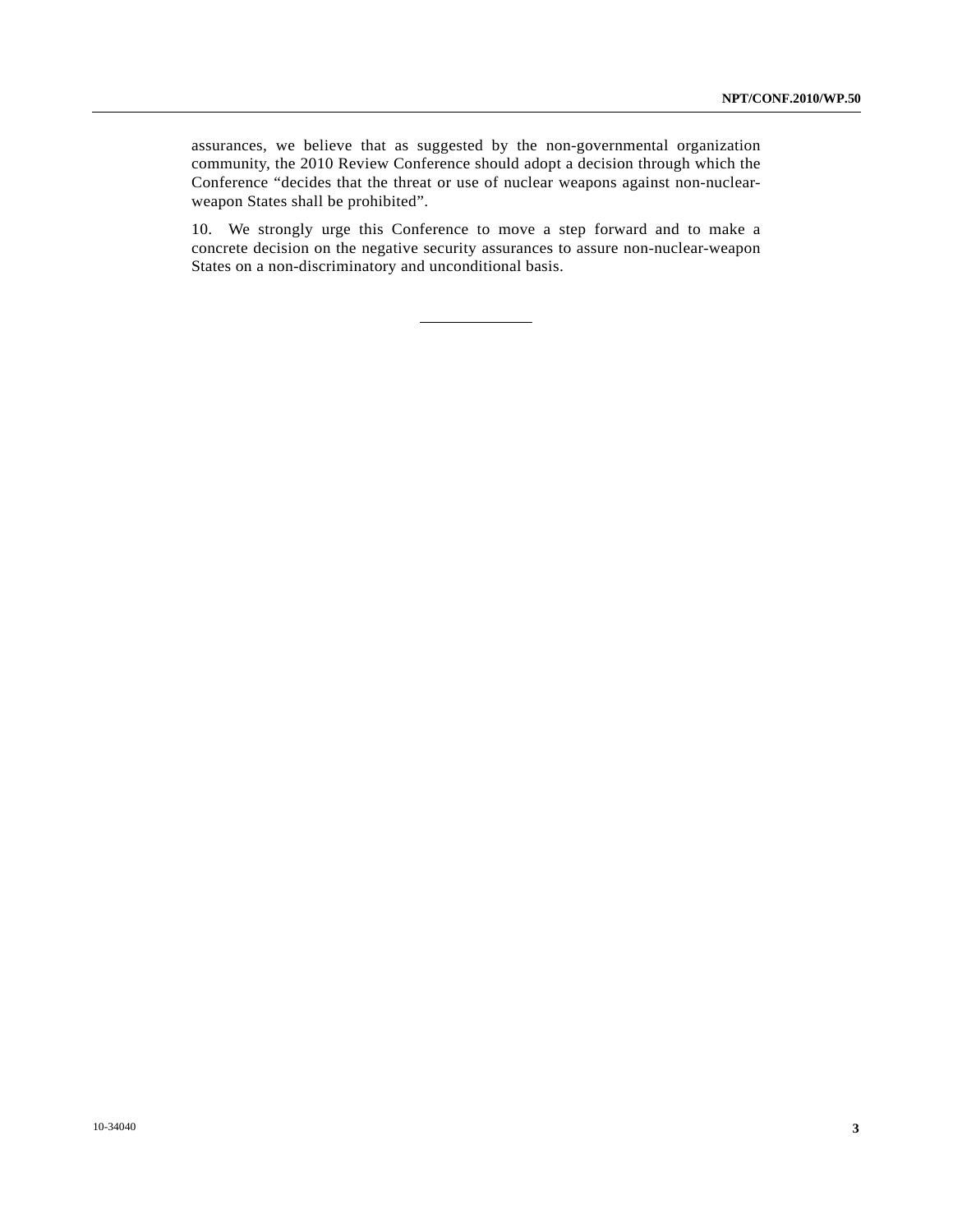assurances, we believe that as suggested by the non-governmental organization community, the 2010 Review Conference should adopt a decision through which the Conference "decides that the threat or use of nuclear weapons against non-nuclear-weapon States shall be prohibited".

10. We strongly urge this Conference to move a step forward and to make a concrete decision on the negative security assurances to assure non-nuclear-weapon States on a non-discriminatory and unconditional basis.